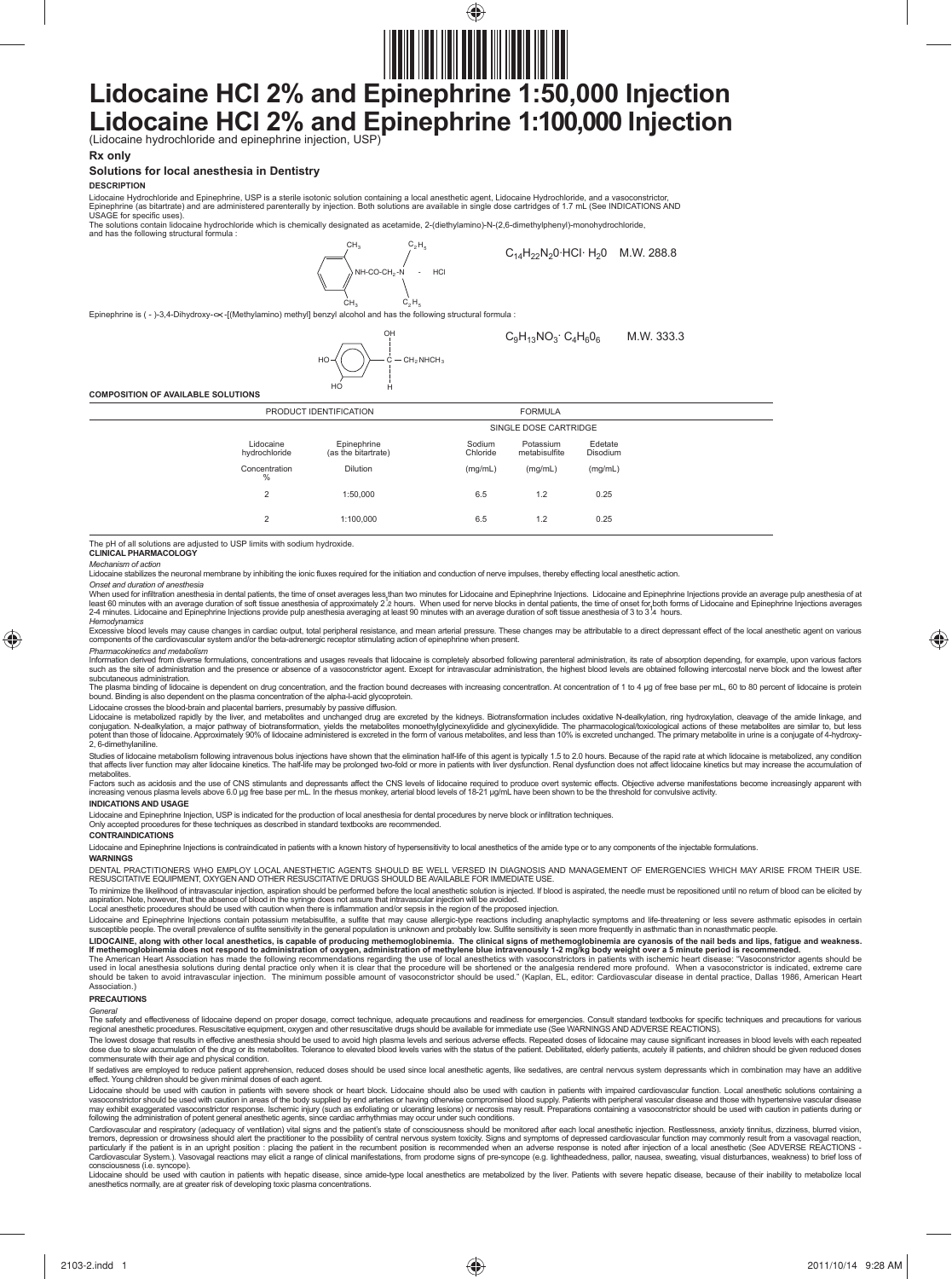# Lidocaine HCl 2% and Epinephrine 1:50,000 Injection
# Lidocaine HCl 2% and Epinephrine 1:100,000 Injection

(Lidocaine hydrochloride and epinephrine injection, USP)

**Rx only**

## Solutions for local anesthesia in Dentistry

### DESCRIPTION

Lidocaine Hydrochloride and Epinephrine, USP is a sterile isotonic solution containing a local anesthetic agent, Lidocaine Hydrochloride, and a vasoconstrictor, Epinephrine (as bitartrate) and are administered parenterally by injection. Both solutions are available in single dose cartridges of 1.7 mL (See INDICATIONS AND USAGE for specific uses).

The solutions contain lidocaine hydrochloride which is chemically designated as acetamide, 2-(diethylamino)-N-(2,6-dimethylphenyl)-monohydrochloride, and has the following structural formula :

$C_{14}H_{22}N_2O \cdot HCl \cdot H_2O$ M.W. 288.8

Epinephrine is ( - )-3,4-Dihydroxy-α-[(Methylamino) methyl] benzyl alcohol and has the following structural formula :

$C_9H_{13}NO_3 \cdot C_4H_6O_6$ M.W. 333.3

### COMPOSITION OF AVAILABLE SOLUTIONS

| PRODUCT IDENTIFICATION | | FORMULA | | |
|---|---|---|---|---|
| | | SINGLE DOSE CARTRIDGE | | |
| Lidocaine hydrochloride | Epinephrine (as the bitartrate) | Sodium Chloride | Potassium metabisulfite | Edetate Disodium |
| Concentration % | Dilution | (mg/mL) | (mg/mL) | (mg/mL) |
| 2 | 1:50,000 | 6.5 | 1.2 | 0.25 |
| 2 | 1:100,000 | 6.5 | 1.2 | 0.25 |

The pH of all solutions are adjusted to USP limits with sodium hydroxide.

### CLINICAL PHARMACOLOGY

*Mechanism of action*

Lidocaine stabilizes the neuronal membrane by inhibiting the ionic fluxes required for the initiation and conduction of nerve impulses, thereby effecting local anesthetic action.

*Onset and duration of anesthesia*

When used for infiltration anesthesia in dental patients, the time of onset averages less than two minutes for Lidocaine and Epinephrine Injections. Lidocaine and Epinephrine Injections provide an average pulp anesthesia of at least 60 minutes with an average duration of soft tissue anesthesia of approximately 2 ½ hours. When used for nerve blocks in dental patients, the time of onset for both forms of Lidocaine and Epinephrine Injections averages 2-4 minutes. Lidocaine and Epinephrine Injections provide pulp anesthesia averaging at least 90 minutes with an average duration of soft tissue anesthesia of 3 to 3 ¼ hours.

*Hemodynamics*

Excessive blood levels may cause changes in cardiac output, total peripheral resistance, and mean arterial pressure. These changes may be attributable to a direct depressant effect of the local anesthetic agent on various components of the cardiovascular system and/or the beta-adrenergic receptor stimulating action of epinephrine when present.

*Pharmacokinetics and metabolism*

Information derived from diverse formulations, concentrations and usages reveals that lidocaine is completely absorbed following parenteral administration, its rate of absorption depending, for example, upon various factors such as the site of administration and the presence or absence of a vasoconstrictor agent. Except for intravascular administration, the highest blood levels are obtained following intercostal nerve block and the lowest after subcutaneous administration.

The plasma binding of lidocaine is dependent on drug concentration, and the fraction bound decreases with increasing concentration. At concentration of 1 to 4 µg of free base per mL, 60 to 80 percent of lidocaine is protein bound. Binding is also dependent on the plasma concentration of the alpha-I-acid glycoprotein.

Lidocaine crosses the blood-brain and placental barriers, presumably by passive diffusion.

Lidocaine is metabolized rapidly by the liver, and metabolites and unchanged drug are excreted by the kidneys. Biotransformation includes oxidative N-dealkylation, ring hydroxylation, cleavage of the amide linkage, and conjugation. N-dealkylation, a major pathway of biotransformation, yields the metabolites monoethylglycinexylidide and glycinexylidide. The pharmacological/toxicological actions of these metabolites are similar to, but less potent than those of lidocaine. Approximately 90% of lidocaine administered is excreted in the form of various metabolites, and less than 10% is excreted unchanged. The primary metabolite in urine is a conjugate of 4-hydroxy-2, 6-dimethylaniline.

Studies of lidocaine metabolism following intravenous bolus injections have shown that the elimination half-life of this agent is typically 1.5 to 2.0 hours. Because of the rapid rate at which lidocaine is metabolized, any condition that affects liver function may alter lidocaine kinetics. The half-life may be prolonged two-fold or more in patients with liver dysfunction. Renal dysfunction does not affect lidocaine kinetics but may increase the accumulation of metabolites.

Factors such as acidosis and the use of CNS stimulants and depressants affect the CNS levels of lidocaine required to produce overt systemic effects. Objective adverse manifestations become increasingly apparent with increasing venous plasma levels above 6.0 µg free base per mL. In the rhesus monkey, arterial blood levels of 18-21 µg/mL have been shown to be the threshold for convulsive activity.

### INDICATIONS AND USAGE

Lidocaine and Epinephrine Injection, USP is indicated for the production of local anesthesia for dental procedures by nerve block or infiltration techniques.

Only accepted procedures for these techniques as described in standard textbooks are recommended.

### CONTRAINDICATIONS

Lidocaine and Epinephrine Injections is contraindicated in patients with a known history of hypersensitivity to local anesthetics of the amide type or to any components of the injectable formulations.

### WARNINGS

DENTAL PRACTITIONERS WHO EMPLOY LOCAL ANESTHETIC AGENTS SHOULD BE WELL VERSED IN DIAGNOSIS AND MANAGEMENT OF EMERGENCIES WHICH MAY ARISE FROM THEIR USE. RESUSCITATIVE EQUIPMENT, OXYGEN AND OTHER RESUSCITATIVE DRUGS SHOULD BE AVAILABLE FOR IMMEDIATE USE.

To minimize the likelihood of intravascular injection, aspiration should be performed before the local anesthetic solution is injected. If blood is aspirated, the needle must be repositioned until no return of blood can be elicited by aspiration. Note, however, that the absence of blood in the syringe does not assure that intravascular injection will be avoided.

Local anesthetic procedures should be used with caution when there is inflammation and/or sepsis in the region of the proposed injection.

Lidocaine and Epinephrine Injections contain potassium metabisulfite, a sulfite that may cause allergic-type reactions including anaphylactic symptoms and life-threatening or less severe asthmatic episodes in certain susceptible people. The overall prevalence of sulfite sensitivity in the general population is unknown and probably low. Sulfite sensitivity is seen more frequently in asthmatic than in nonasthmatic people.

**LIDOCAINE, along with other local anesthetics, is capable of producing methemoglobinemia. The clinical signs of methemoglobinemia are cyanosis of the nail beds and lips, fatigue and weakness. If methemoglobinemia does not respond to administration of oxygen, administration of methylene blue intravenously 1-2 mg/kg body weight over a 5 minute period is recommended.**

The American Heart Association has made the following recommendations regarding the use of local anesthetics with vasoconstrictors in patients with ischemic heart disease: "Vasoconstrictor agents should be used in local anesthesia solutions during dental practice only when it is clear that the procedure will be shortened or the analgesia rendered more profound. When a vasoconstrictor is indicated, extreme care should be taken to avoid intravascular injection. The minimum possible amount of vasoconstrictor should be used." (Kaplan, EL, editor: Cardiovascular disease in dental practice, Dallas 1986, American Heart Association.)

### PRECAUTIONS

*General*

The safety and effectiveness of lidocaine depend on proper dosage, correct technique, adequate precautions and readiness for emergencies. Consult standard textbooks for specific techniques and precautions for various regional anesthetic procedures. Resuscitative equipment, oxygen and other resuscitative drugs should be available for immediate use (See WARNINGS AND ADVERSE REACTIONS).

The lowest dosage that results in effective anesthesia should be used to avoid high plasma levels and serious adverse effects. Repeated doses of lidocaine may cause significant increases in blood levels with each repeated dose due to slow accumulation of the drug or its metabolites. Tolerance to elevated blood levels varies with the status of the patient. Debilitated, elderly patients, acutely ill patients, and children should be given reduced doses commensurate with their age and physical condition.

If sedatives are employed to reduce patient apprehension, reduced doses should be used since local anesthetic agents, like sedatives, are central nervous system depressants which in combination may have an additive effect. Young children should be given minimal doses of each agent.

Lidocaine should be used with caution in patients with severe shock or heart block. Lidocaine should also be used with caution in patients with impaired cardiovascular function. Local anesthetic solutions containing a vasoconstrictor should be used with caution in areas of the body supplied by end arteries or having otherwise compromised blood supply. Patients with peripheral vascular disease and those with hypertensive vascular disease may exhibit exaggerated vasoconstrictor response. Ischemic injury (such as exfoliating or ulcerating lesions) or necrosis may result. Preparations containing a vasoconstrictor should be used with caution in patients during or following the administration of potent general anesthetic agents, since cardiac arrhythmias may occur under such conditions.

Cardiovascular and respiratory (adequacy of ventilation) vital signs and the patient's state of consciousness should be monitored after each local anesthetic injection. Restlessness, anxiety tinnitus, dizziness, blurred vision, tremors, depression or drowsiness should alert the practitioner to the possibility of central nervous system toxicity. Signs and symptoms of depressed cardiovascular function may commonly result from a vasovagal reaction, particularly if the patient is in an upright position : placing the patient in the recumbent position is recommended when an adverse response is noted after injection of a local anesthetic (See ADVERSE REACTIONS - Cardiovascular System.). Vasovagal reactions may elicit a range of clinical manifestations, from prodome signs of pre-syncope (e.g. lightheadedness, pallor, nausea, sweating, visual disturbances, weakness) to brief loss of consciousness (i.e. syncope).

Lidocaine should be used with caution in patients with hepatic disease, since amide-type local anesthetics are metabolized by the liver. Patients with severe hepatic disease, because of their inability to metabolize local anesthetics normally, are at greater risk of developing toxic plasma concentrations.